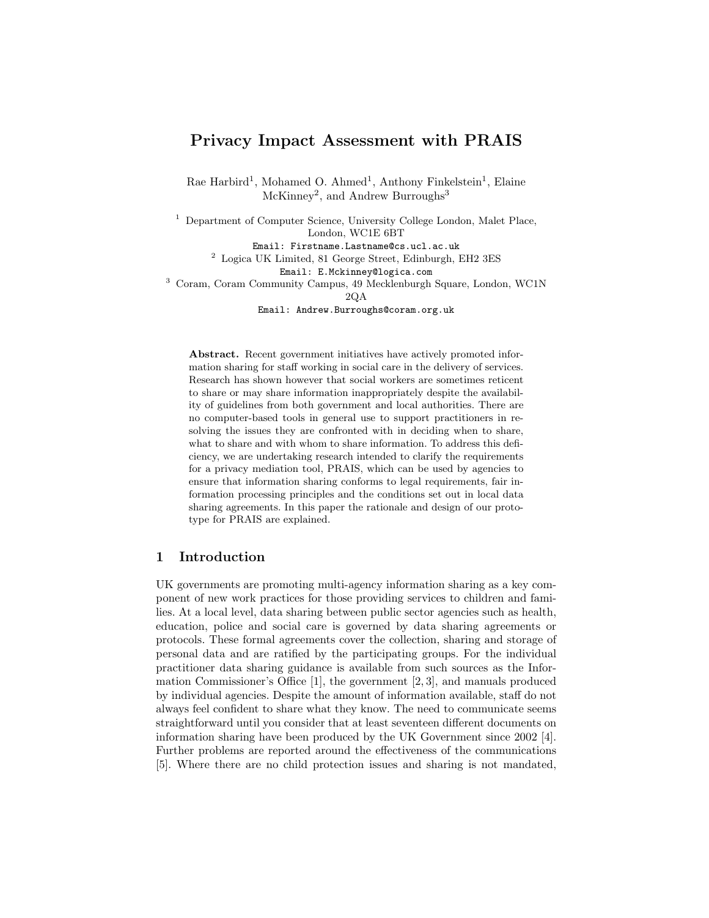# Privacy Impact Assessment with PRAIS

Rae Harbird[1], Mohamed O. Ahmed[1], Anthony Finkelstein[1], Elaine McKinney[2], and Andrew Burroughs[3]

[1] Department of Computer Science, University College London, Malet Place, London, WC1E 6BT
Email: Firstname.Lastname@cs.ucl.ac.uk

[2] Logica UK Limited, 81 George Street, Edinburgh, EH2 3ES
Email: E.Mckinney@logica.com

[3] Coram, Coram Community Campus, 49 Mecklenburgh Square, London, WC1N 2QA
Email: Andrew.Burroughs@coram.org.uk

**Abstract.** Recent government initiatives have actively promoted information sharing for staff working in social care in the delivery of services. Research has shown however that social workers are sometimes reticent to share or may share information inappropriately despite the availability of guidelines from both government and local authorities. There are no computer-based tools in general use to support practitioners in resolving the issues they are confronted with in deciding when to share, what to share and with whom to share information. To address this deficiency, we are undertaking research intended to clarify the requirements for a privacy mediation tool, PRAIS, which can be used by agencies to ensure that information sharing conforms to legal requirements, fair information processing principles and the conditions set out in local data sharing agreements. In this paper the rationale and design of our prototype for PRAIS are explained.

## 1 Introduction

UK governments are promoting multi-agency information sharing as a key component of new work practices for those providing services to children and families. At a local level, data sharing between public sector agencies such as health, education, police and social care is governed by data sharing agreements or protocols. These formal agreements cover the collection, sharing and storage of personal data and are ratified by the participating groups. For the individual practitioner data sharing guidance is available from such sources as the Information Commissioner's Office [1], the government [2, 3], and manuals produced by individual agencies. Despite the amount of information available, staff do not always feel confident to share what they know. The need to communicate seems straightforward until you consider that at least seventeen different documents on information sharing have been produced by the UK Government since 2002 [4]. Further problems are reported around the effectiveness of the communications [5]. Where there are no child protection issues and sharing is not mandated,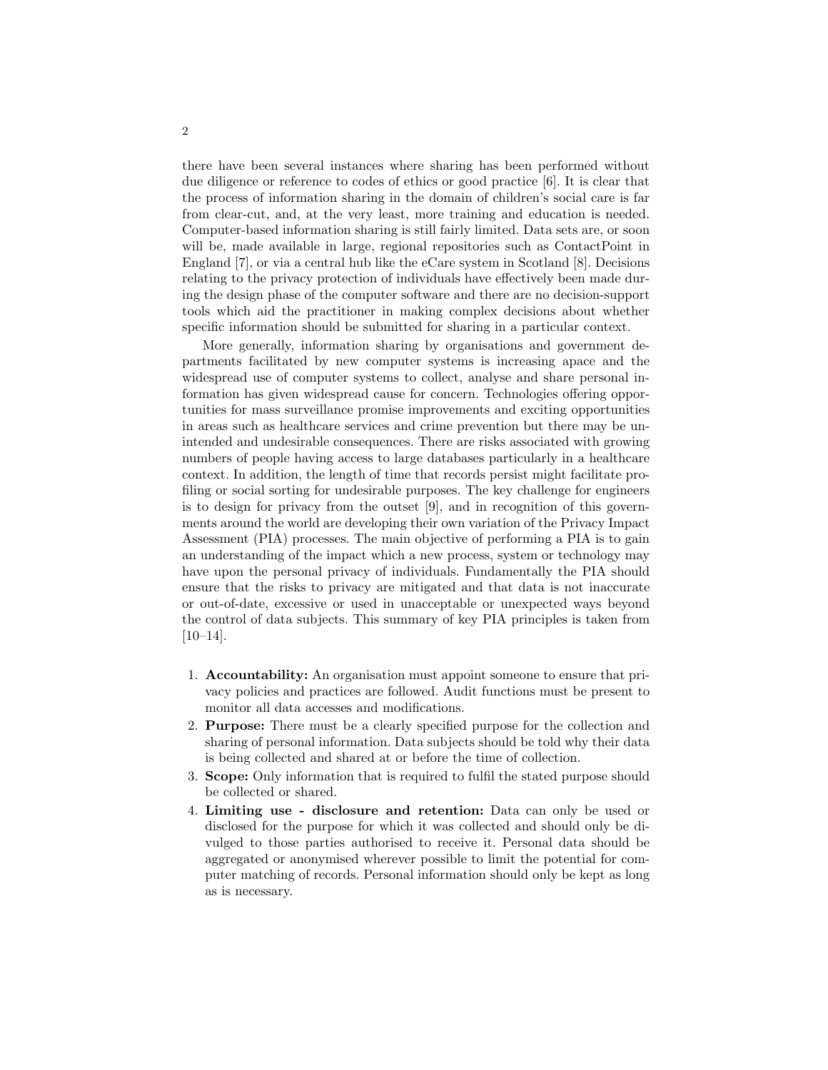there have been several instances where sharing has been performed without due diligence or reference to codes of ethics or good practice [6]. It is clear that the process of information sharing in the domain of children's social care is far from clear-cut, and, at the very least, more training and education is needed. Computer-based information sharing is still fairly limited. Data sets are, or soon will be, made available in large, regional repositories such as ContactPoint in England [7], or via a central hub like the eCare system in Scotland [8]. Decisions relating to the privacy protection of individuals have effectively been made during the design phase of the computer software and there are no decision-support tools which aid the practitioner in making complex decisions about whether specific information should be submitted for sharing in a particular context.

More generally, information sharing by organisations and government departments facilitated by new computer systems is increasing apace and the widespread use of computer systems to collect, analyse and share personal information has given widespread cause for concern. Technologies offering opportunities for mass surveillance promise improvements and exciting opportunities in areas such as healthcare services and crime prevention but there may be unintended and undesirable consequences. There are risks associated with growing numbers of people having access to large databases particularly in a healthcare context. In addition, the length of time that records persist might facilitate profiling or social sorting for undesirable purposes. The key challenge for engineers is to design for privacy from the outset [9], and in recognition of this governments around the world are developing their own variation of the Privacy Impact Assessment (PIA) processes. The main objective of performing a PIA is to gain an understanding of the impact which a new process, system or technology may have upon the personal privacy of individuals. Fundamentally the PIA should ensure that the risks to privacy are mitigated and that data is not inaccurate or out-of-date, excessive or used in unacceptable or unexpected ways beyond the control of data subjects. This summary of key PIA principles is taken from [10–14].

1. **Accountability:** An organisation must appoint someone to ensure that privacy policies and practices are followed. Audit functions must be present to monitor all data accesses and modifications.
2. **Purpose:** There must be a clearly specified purpose for the collection and sharing of personal information. Data subjects should be told why their data is being collected and shared at or before the time of collection.
3. **Scope:** Only information that is required to fulfil the stated purpose should be collected or shared.
4. **Limiting use - disclosure and retention:** Data can only be used or disclosed for the purpose for which it was collected and should only be divulged to those parties authorised to receive it. Personal data should be aggregated or anonymised wherever possible to limit the potential for computer matching of records. Personal information should only be kept as long as is necessary.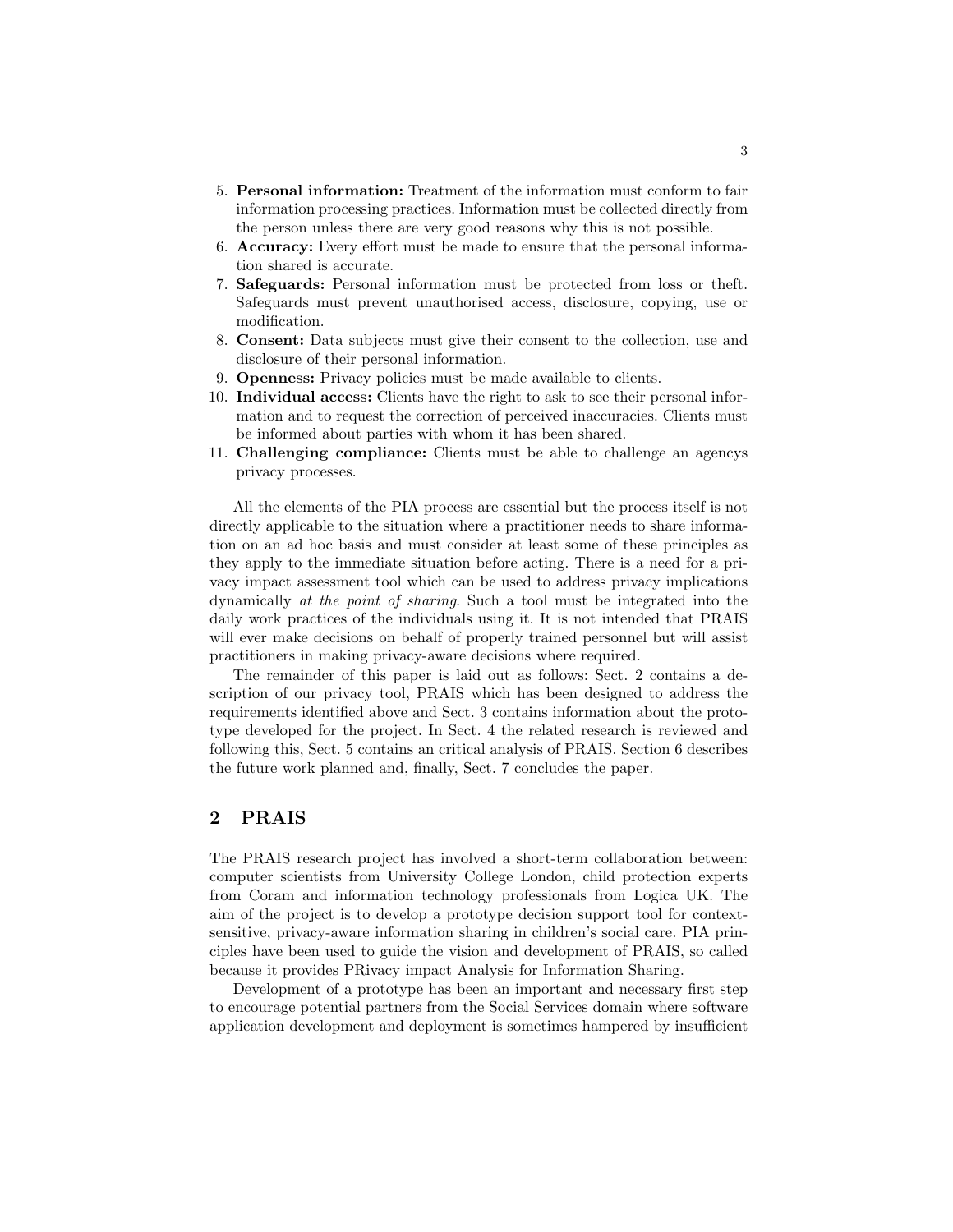5. **Personal information:** Treatment of the information must conform to fair information processing practices. Information must be collected directly from the person unless there are very good reasons why this is not possible.
6. **Accuracy:** Every effort must be made to ensure that the personal information shared is accurate.
7. **Safeguards:** Personal information must be protected from loss or theft. Safeguards must prevent unauthorised access, disclosure, copying, use or modification.
8. **Consent:** Data subjects must give their consent to the collection, use and disclosure of their personal information.
9. **Openness:** Privacy policies must be made available to clients.
10. **Individual access:** Clients have the right to ask to see their personal information and to request the correction of perceived inaccuracies. Clients must be informed about parties with whom it has been shared.
11. **Challenging compliance:** Clients must be able to challenge an agencys privacy processes.

All the elements of the PIA process are essential but the process itself is not directly applicable to the situation where a practitioner needs to share information on an ad hoc basis and must consider at least some of these principles as they apply to the immediate situation before acting. There is a need for a privacy impact assessment tool which can be used to address privacy implications dynamically *at the point of sharing*. Such a tool must be integrated into the daily work practices of the individuals using it. It is not intended that PRAIS will ever make decisions on behalf of properly trained personnel but will assist practitioners in making privacy-aware decisions where required.

The remainder of this paper is laid out as follows: Sect. 2 contains a description of our privacy tool, PRAIS which has been designed to address the requirements identified above and Sect. 3 contains information about the prototype developed for the project. In Sect. 4 the related research is reviewed and following this, Sect. 5 contains an critical analysis of PRAIS. Section 6 describes the future work planned and, finally, Sect. 7 concludes the paper.

## 2 PRAIS

The PRAIS research project has involved a short-term collaboration between: computer scientists from University College London, child protection experts from Coram and information technology professionals from Logica UK. The aim of the project is to develop a prototype decision support tool for context-sensitive, privacy-aware information sharing in children's social care. PIA principles have been used to guide the vision and development of PRAIS, so called because it provides PRivacy impact Analysis for Information Sharing.

Development of a prototype has been an important and necessary first step to encourage potential partners from the Social Services domain where software application development and deployment is sometimes hampered by insufficient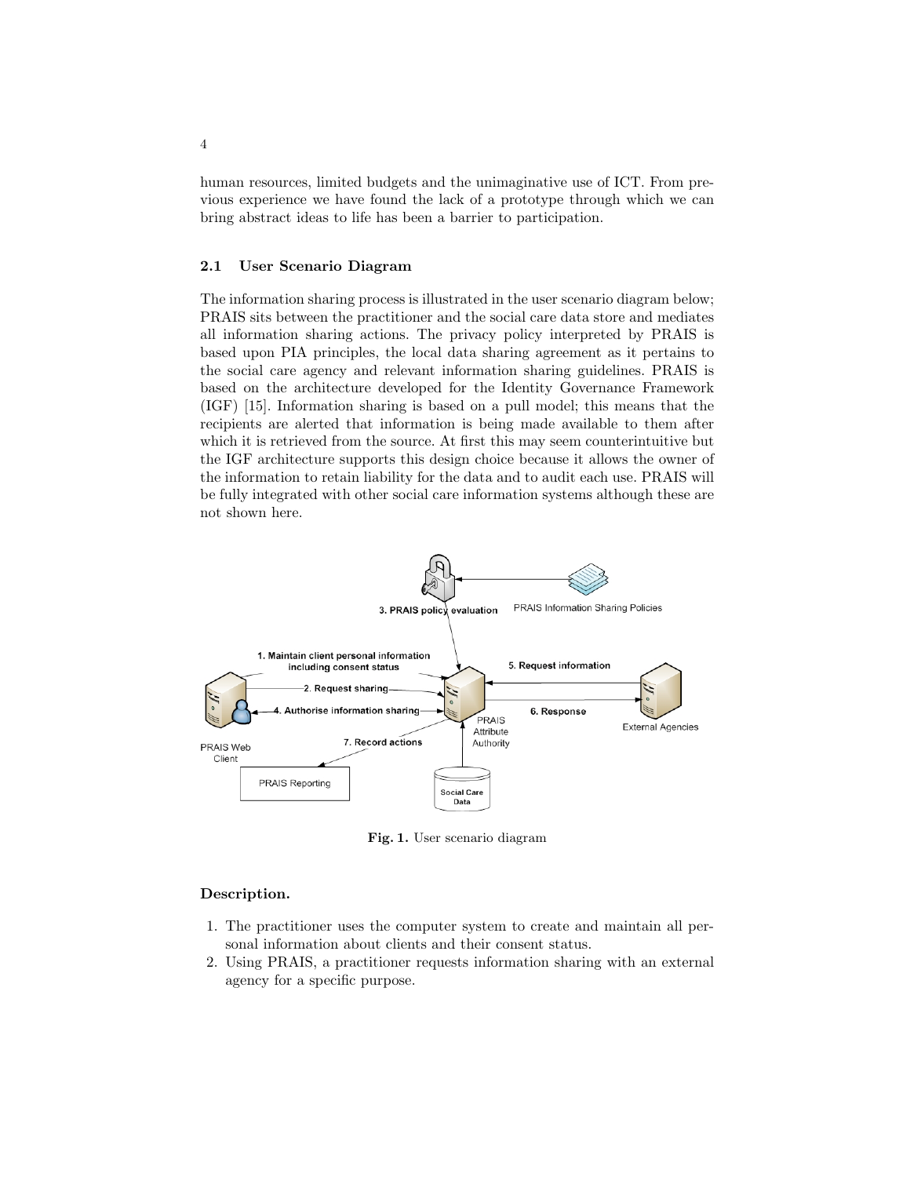human resources, limited budgets and the unimaginative use of ICT. From previous experience we have found the lack of a prototype through which we can bring abstract ideas to life has been a barrier to participation.

### 2.1 User Scenario Diagram

The information sharing process is illustrated in the user scenario diagram below; PRAIS sits between the practitioner and the social care data store and mediates all information sharing actions. The privacy policy interpreted by PRAIS is based upon PIA principles, the local data sharing agreement as it pertains to the social care agency and relevant information sharing guidelines. PRAIS is based on the architecture developed for the Identity Governance Framework (IGF) [15]. Information sharing is based on a pull model; this means that the recipients are alerted that information is being made available to them after which it is retrieved from the source. At first this may seem counterintuitive but the IGF architecture supports this design choice because it allows the owner of the information to retain liability for the data and to audit each use. PRAIS will be fully integrated with other social care information systems although these are not shown here.

**Fig. 1.** User scenario diagram

**Description.**

1. The practitioner uses the computer system to create and maintain all personal information about clients and their consent status.
2. Using PRAIS, a practitioner requests information sharing with an external agency for a specific purpose.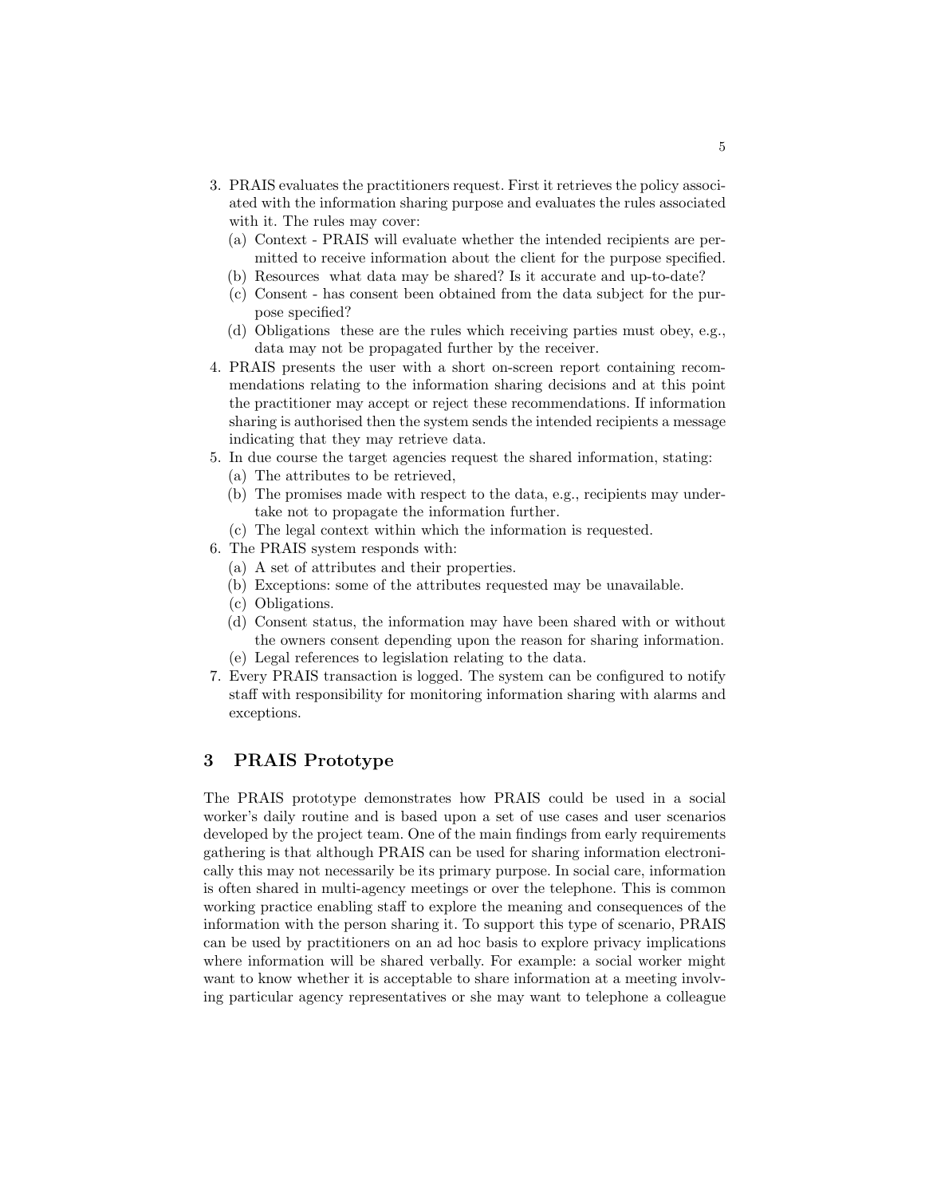3. PRAIS evaluates the practitioners request. First it retrieves the policy associated with the information sharing purpose and evaluates the rules associated with it. The rules may cover:
   (a) Context - PRAIS will evaluate whether the intended recipients are permitted to receive information about the client for the purpose specified.
   (b) Resources what data may be shared? Is it accurate and up-to-date?
   (c) Consent - has consent been obtained from the data subject for the purpose specified?
   (d) Obligations these are the rules which receiving parties must obey, e.g., data may not be propagated further by the receiver.
4. PRAIS presents the user with a short on-screen report containing recommendations relating to the information sharing decisions and at this point the practitioner may accept or reject these recommendations. If information sharing is authorised then the system sends the intended recipients a message indicating that they may retrieve data.
5. In due course the target agencies request the shared information, stating:
   (a) The attributes to be retrieved,
   (b) The promises made with respect to the data, e.g., recipients may undertake not to propagate the information further.
   (c) The legal context within which the information is requested.
6. The PRAIS system responds with:
   (a) A set of attributes and their properties.
   (b) Exceptions: some of the attributes requested may be unavailable.
   (c) Obligations.
   (d) Consent status, the information may have been shared with or without the owners consent depending upon the reason for sharing information.
   (e) Legal references to legislation relating to the data.
7. Every PRAIS transaction is logged. The system can be configured to notify staff with responsibility for monitoring information sharing with alarms and exceptions.

## 3 PRAIS Prototype

The PRAIS prototype demonstrates how PRAIS could be used in a social worker's daily routine and is based upon a set of use cases and user scenarios developed by the project team. One of the main findings from early requirements gathering is that although PRAIS can be used for sharing information electronically this may not necessarily be its primary purpose. In social care, information is often shared in multi-agency meetings or over the telephone. This is common working practice enabling staff to explore the meaning and consequences of the information with the person sharing it. To support this type of scenario, PRAIS can be used by practitioners on an ad hoc basis to explore privacy implications where information will be shared verbally. For example: a social worker might want to know whether it is acceptable to share information at a meeting involving particular agency representatives or she may want to telephone a colleague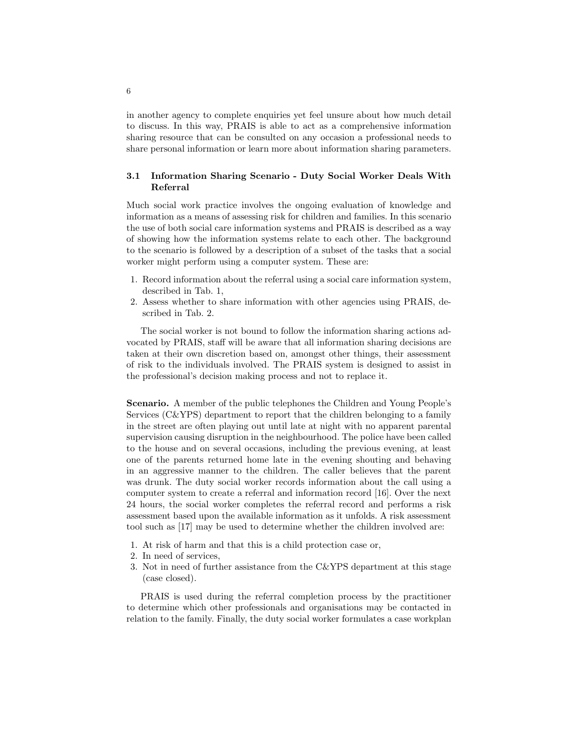in another agency to complete enquiries yet feel unsure about how much detail to discuss. In this way, PRAIS is able to act as a comprehensive information sharing resource that can be consulted on any occasion a professional needs to share personal information or learn more about information sharing parameters.

### 3.1 Information Sharing Scenario - Duty Social Worker Deals With Referral

Much social work practice involves the ongoing evaluation of knowledge and information as a means of assessing risk for children and families. In this scenario the use of both social care information systems and PRAIS is described as a way of showing how the information systems relate to each other. The background to the scenario is followed by a description of a subset of the tasks that a social worker might perform using a computer system. These are:

1. Record information about the referral using a social care information system, described in Tab. 1,
2. Assess whether to share information with other agencies using PRAIS, described in Tab. 2.

The social worker is not bound to follow the information sharing actions advocated by PRAIS, staff will be aware that all information sharing decisions are taken at their own discretion based on, amongst other things, their assessment of risk to the individuals involved. The PRAIS system is designed to assist in the professional's decision making process and not to replace it.

**Scenario.** A member of the public telephones the Children and Young People's Services (C&YPS) department to report that the children belonging to a family in the street are often playing out until late at night with no apparent parental supervision causing disruption in the neighbourhood. The police have been called to the house and on several occasions, including the previous evening, at least one of the parents returned home late in the evening shouting and behaving in an aggressive manner to the children. The caller believes that the parent was drunk. The duty social worker records information about the call using a computer system to create a referral and information record [16]. Over the next 24 hours, the social worker completes the referral record and performs a risk assessment based upon the available information as it unfolds. A risk assessment tool such as [17] may be used to determine whether the children involved are:

1. At risk of harm and that this is a child protection case or,
2. In need of services,
3. Not in need of further assistance from the C&YPS department at this stage (case closed).

PRAIS is used during the referral completion process by the practitioner to determine which other professionals and organisations may be contacted in relation to the family. Finally, the duty social worker formulates a case workplan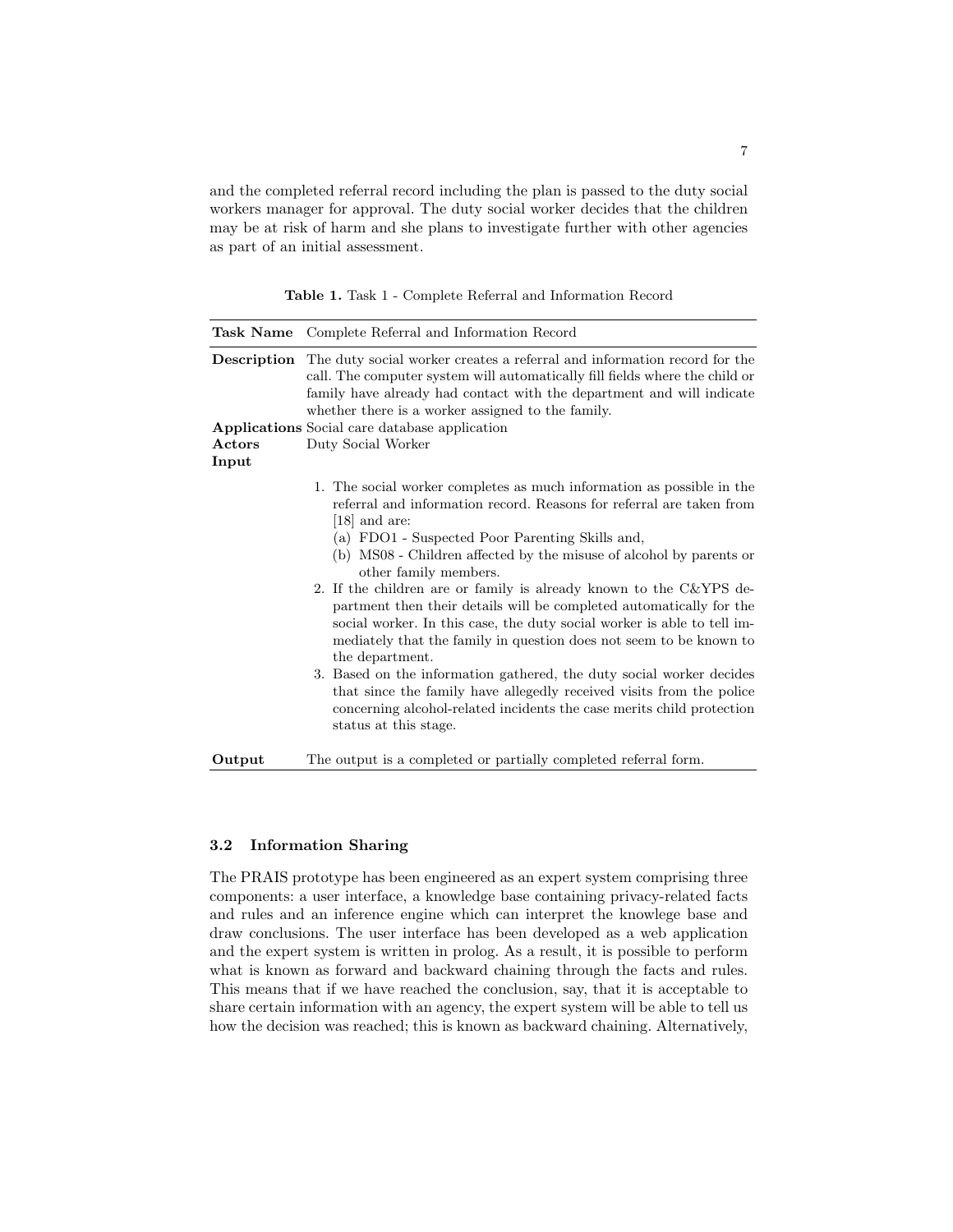and the completed referral record including the plan is passed to the duty social workers manager for approval. The duty social worker decides that the children may be at risk of harm and she plans to investigate further with other agencies as part of an initial assessment.

**Table 1.** Task 1 - Complete Referral and Information Record

| **Task Name** | Complete Referral and Information Record |
|---|---|
| **Description** | The duty social worker creates a referral and information record for the call. The computer system will automatically fill fields where the child or family have already had contact with the department and will indicate whether there is a worker assigned to the family. |
| **Applications** | Social care database application |
| **Actors** | Duty Social Worker |
| **Input** | 1. The social worker completes as much information as possible in the referral and information record. Reasons for referral are taken from [18] and are: (a) FDO1 - Suspected Poor Parenting Skills and, (b) MS08 - Children affected by the misuse of alcohol by parents or other family members. 2. If the children are or family is already known to the C&YPS department then their details will be completed automatically for the social worker. In this case, the duty social worker is able to tell immediately that the family in question does not seem to be known to the department. 3. Based on the information gathered, the duty social worker decides that since the family have allegedly received visits from the police concerning alcohol-related incidents the case merits child protection status at this stage. |
| **Output** | The output is a completed or partially completed referral form. |

### 3.2 Information Sharing

The PRAIS prototype has been engineered as an expert system comprising three components: a user interface, a knowledge base containing privacy-related facts and rules and an inference engine which can interpret the knowlege base and draw conclusions. The user interface has been developed as a web application and the expert system is written in prolog. As a result, it is possible to perform what is known as forward and backward chaining through the facts and rules. This means that if we have reached the conclusion, say, that it is acceptable to share certain information with an agency, the expert system will be able to tell us how the decision was reached; this is known as backward chaining. Alternatively,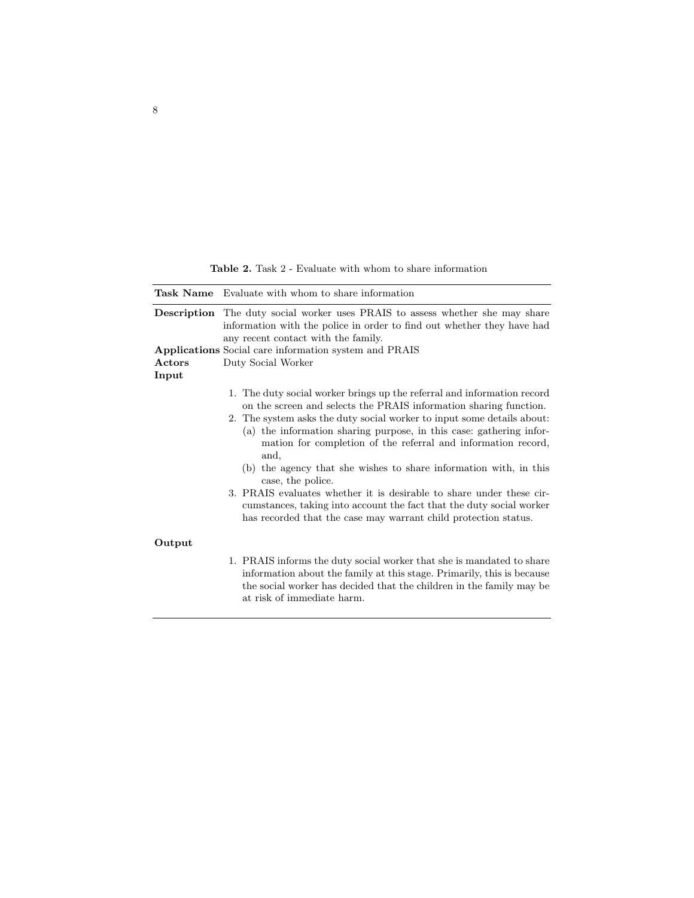**Table 2.** Task 2 - Evaluate with whom to share information

| **Task Name** | Evaluate with whom to share information |
|---|---|
| **Description** | The duty social worker uses PRAIS to assess whether she may share information with the police in order to find out whether they have had any recent contact with the family. |
| **Applications** | Social care information system and PRAIS |
| **Actors** | Duty Social Worker |
| **Input** | 1. The duty social worker brings up the referral and information record on the screen and selects the PRAIS information sharing function.<br>2. The system asks the duty social worker to input some details about:<br>(a) the information sharing purpose, in this case: gathering information for completion of the referral and information record, and,<br>(b) the agency that she wishes to share information with, in this case, the police.<br>3. PRAIS evaluates whether it is desirable to share under these circumstances, taking into account the fact that the duty social worker has recorded that the case may warrant child protection status. |
| **Output** | 1. PRAIS informs the duty social worker that she is mandated to share information about the family at this stage. Primarily, this is because the social worker has decided that the children in the family may be at risk of immediate harm. |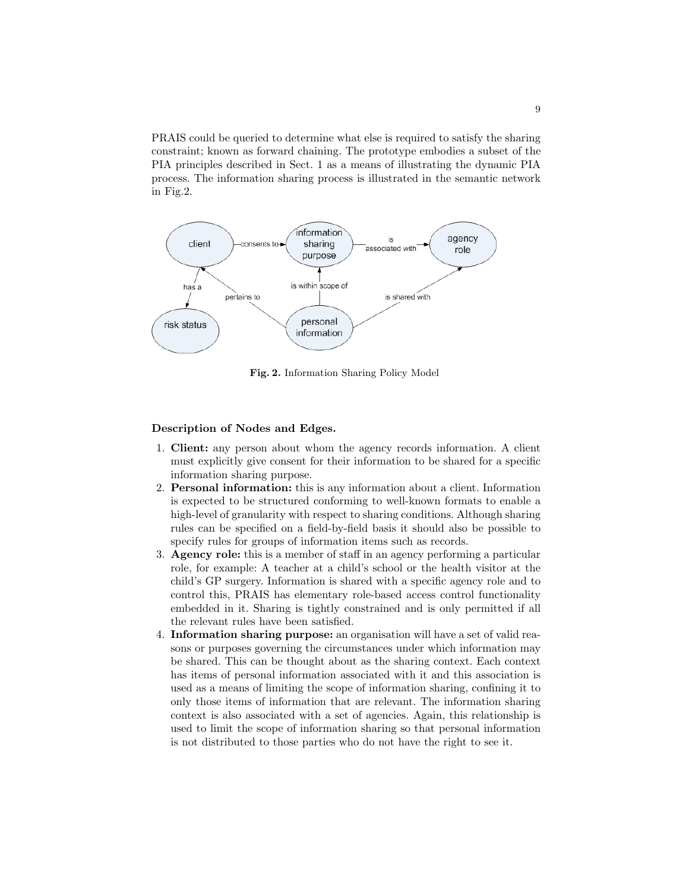PRAIS could be queried to determine what else is required to satisfy the sharing constraint; known as forward chaining. The prototype embodies a subset of the PIA principles described in Sect. 1 as a means of illustrating the dynamic PIA process. The information sharing process is illustrated in the semantic network in Fig.2.

**Fig. 2.** Information Sharing Policy Model

**Description of Nodes and Edges.**

1. **Client:** any person about whom the agency records information. A client must explicitly give consent for their information to be shared for a specific information sharing purpose.
2. **Personal information:** this is any information about a client. Information is expected to be structured conforming to well-known formats to enable a high-level of granularity with respect to sharing conditions. Although sharing rules can be specified on a field-by-field basis it should also be possible to specify rules for groups of information items such as records.
3. **Agency role:** this is a member of staff in an agency performing a particular role, for example: A teacher at a child's school or the health visitor at the child's GP surgery. Information is shared with a specific agency role and to control this, PRAIS has elementary role-based access control functionality embedded in it. Sharing is tightly constrained and is only permitted if all the relevant rules have been satisfied.
4. **Information sharing purpose:** an organisation will have a set of valid reasons or purposes governing the circumstances under which information may be shared. This can be thought about as the sharing context. Each context has items of personal information associated with it and this association is used as a means of limiting the scope of information sharing, confining it to only those items of information that are relevant. The information sharing context is also associated with a set of agencies. Again, this relationship is used to limit the scope of information sharing so that personal information is not distributed to those parties who do not have the right to see it.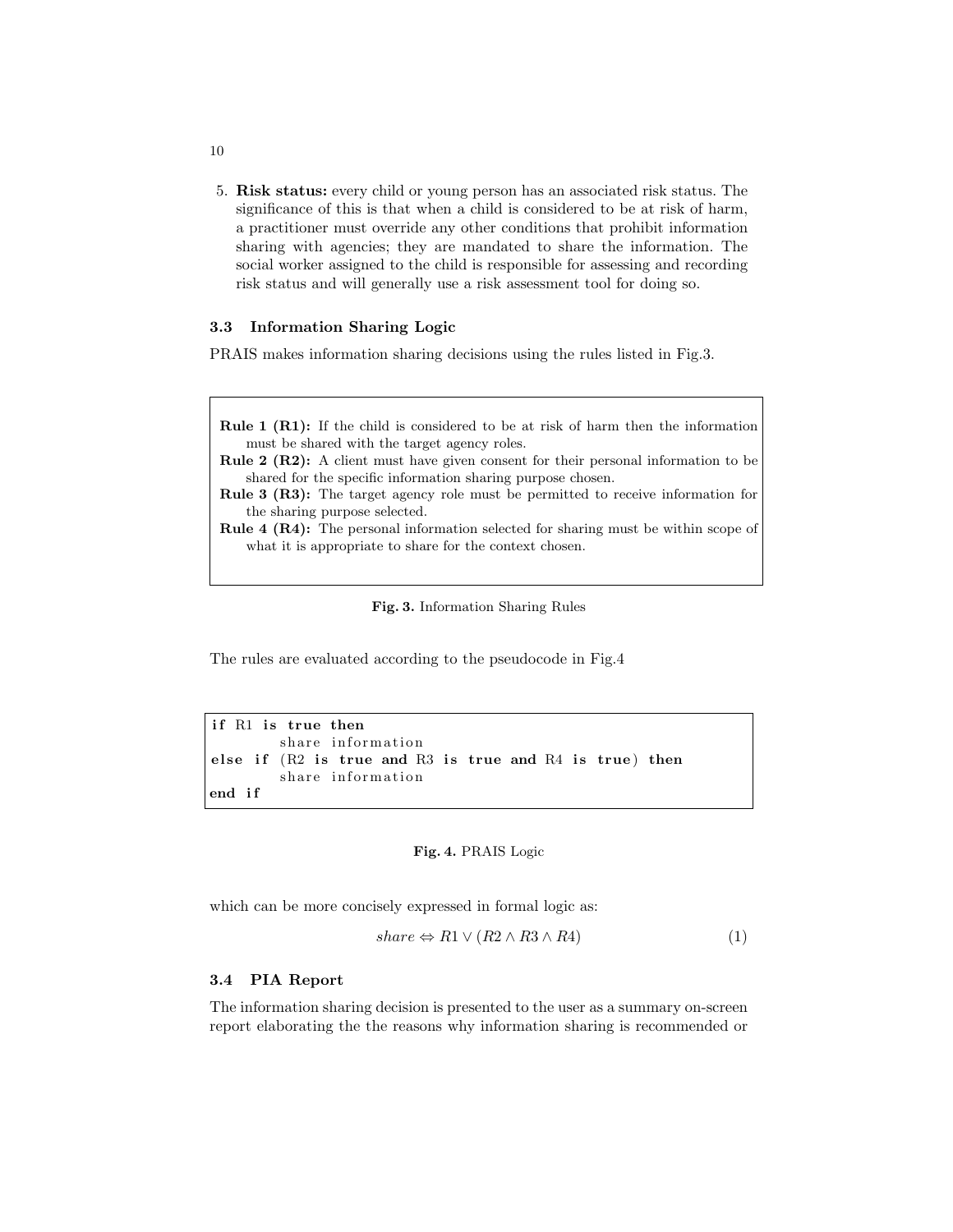5. **Risk status:** every child or young person has an associated risk status. The significance of this is that when a child is considered to be at risk of harm, a practitioner must override any other conditions that prohibit information sharing with agencies; they are mandated to share the information. The social worker assigned to the child is responsible for assessing and recording risk status and will generally use a risk assessment tool for doing so.

### 3.3 Information Sharing Logic

PRAIS makes information sharing decisions using the rules listed in Fig.3.

**Rule 1 (R1):** If the child is considered to be at risk of harm then the information must be shared with the target agency roles.

**Rule 2 (R2):** A client must have given consent for their personal information to be shared for the specific information sharing purpose chosen.

**Rule 3 (R3):** The target agency role must be permitted to receive information for the sharing purpose selected.

**Rule 4 (R4):** The personal information selected for sharing must be within scope of what it is appropriate to share for the context chosen.

**Fig. 3.** Information Sharing Rules

The rules are evaluated according to the pseudocode in Fig.4

```
if R1 is true then
        share information
else if (R2 is true and R3 is true and R4 is true) then
        share information
end if
```

**Fig. 4.** PRAIS Logic

which can be more concisely expressed in formal logic as:

$$share \Leftrightarrow R1 \vee (R2 \wedge R3 \wedge R4) \tag{1}$$

### 3.4 PIA Report

The information sharing decision is presented to the user as a summary on-screen report elaborating the the reasons why information sharing is recommended or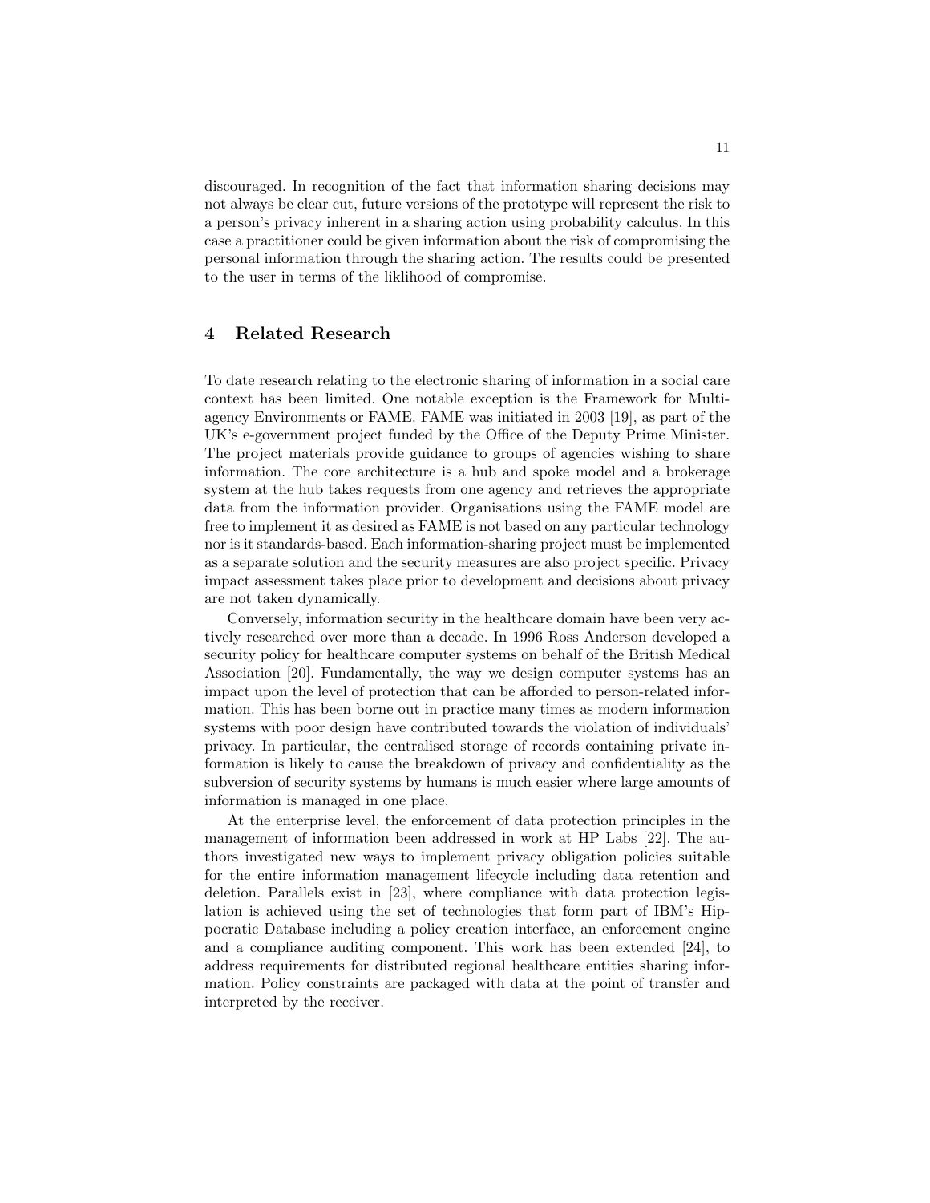discouraged. In recognition of the fact that information sharing decisions may not always be clear cut, future versions of the prototype will represent the risk to a person's privacy inherent in a sharing action using probability calculus. In this case a practitioner could be given information about the risk of compromising the personal information through the sharing action. The results could be presented to the user in terms of the liklihood of compromise.

## 4 Related Research

To date research relating to the electronic sharing of information in a social care context has been limited. One notable exception is the Framework for Multi-agency Environments or FAME. FAME was initiated in 2003 [19], as part of the UK's e-government project funded by the Office of the Deputy Prime Minister. The project materials provide guidance to groups of agencies wishing to share information. The core architecture is a hub and spoke model and a brokerage system at the hub takes requests from one agency and retrieves the appropriate data from the information provider. Organisations using the FAME model are free to implement it as desired as FAME is not based on any particular technology nor is it standards-based. Each information-sharing project must be implemented as a separate solution and the security measures are also project specific. Privacy impact assessment takes place prior to development and decisions about privacy are not taken dynamically.

Conversely, information security in the healthcare domain have been very actively researched over more than a decade. In 1996 Ross Anderson developed a security policy for healthcare computer systems on behalf of the British Medical Association [20]. Fundamentally, the way we design computer systems has an impact upon the level of protection that can be afforded to person-related information. This has been borne out in practice many times as modern information systems with poor design have contributed towards the violation of individuals' privacy. In particular, the centralised storage of records containing private information is likely to cause the breakdown of privacy and confidentiality as the subversion of security systems by humans is much easier where large amounts of information is managed in one place.

At the enterprise level, the enforcement of data protection principles in the management of information been addressed in work at HP Labs [22]. The authors investigated new ways to implement privacy obligation policies suitable for the entire information management lifecycle including data retention and deletion. Parallels exist in [23], where compliance with data protection legislation is achieved using the set of technologies that form part of IBM's Hippocratic Database including a policy creation interface, an enforcement engine and a compliance auditing component. This work has been extended [24], to address requirements for distributed regional healthcare entities sharing information. Policy constraints are packaged with data at the point of transfer and interpreted by the receiver.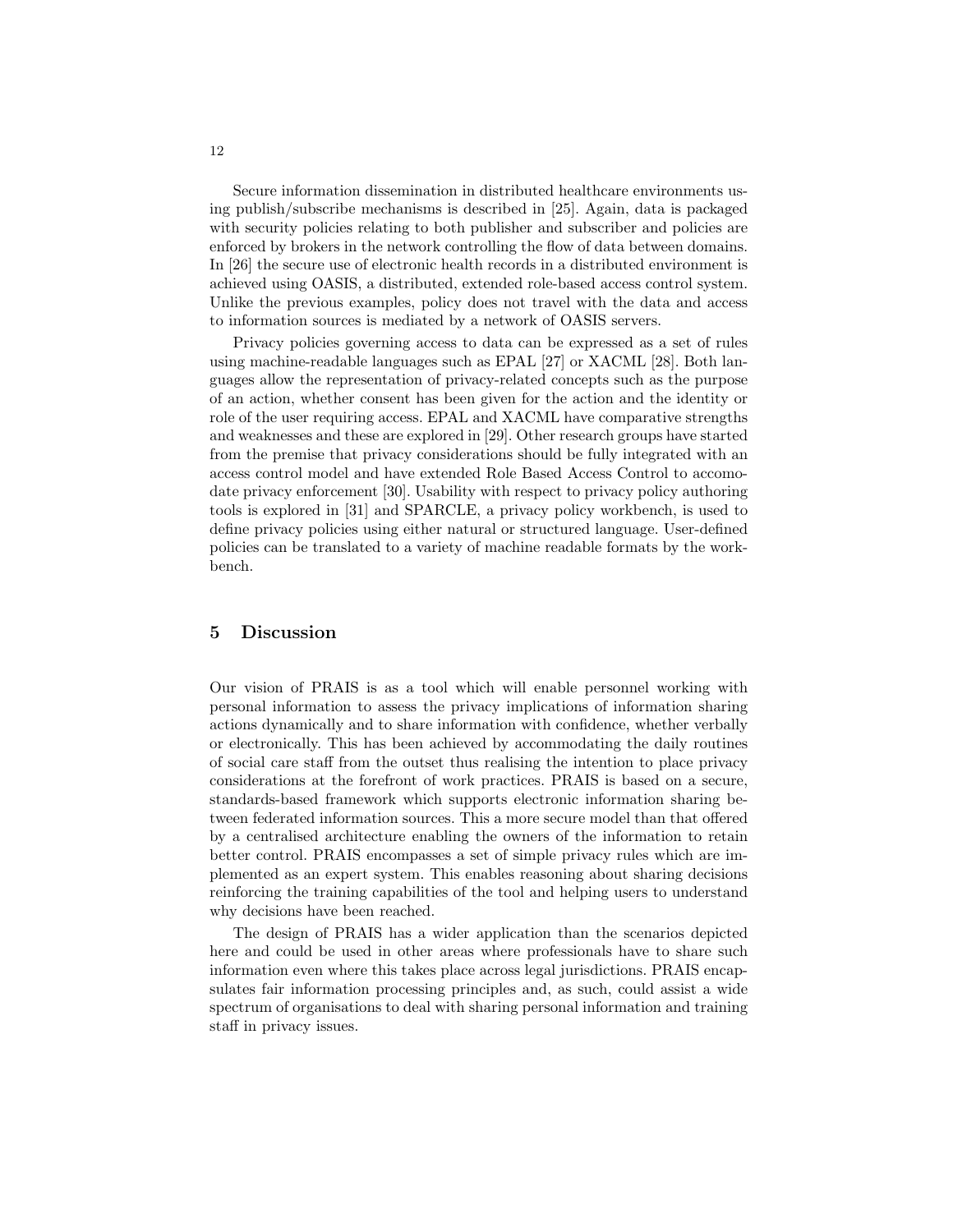Secure information dissemination in distributed healthcare environments using publish/subscribe mechanisms is described in [25]. Again, data is packaged with security policies relating to both publisher and subscriber and policies are enforced by brokers in the network controlling the flow of data between domains. In [26] the secure use of electronic health records in a distributed environment is achieved using OASIS, a distributed, extended role-based access control system. Unlike the previous examples, policy does not travel with the data and access to information sources is mediated by a network of OASIS servers.

Privacy policies governing access to data can be expressed as a set of rules using machine-readable languages such as EPAL [27] or XACML [28]. Both languages allow the representation of privacy-related concepts such as the purpose of an action, whether consent has been given for the action and the identity or role of the user requiring access. EPAL and XACML have comparative strengths and weaknesses and these are explored in [29]. Other research groups have started from the premise that privacy considerations should be fully integrated with an access control model and have extended Role Based Access Control to accomodate privacy enforcement [30]. Usability with respect to privacy policy authoring tools is explored in [31] and SPARCLE, a privacy policy workbench, is used to define privacy policies using either natural or structured language. User-defined policies can be translated to a variety of machine readable formats by the workbench.

## 5 Discussion

Our vision of PRAIS is as a tool which will enable personnel working with personal information to assess the privacy implications of information sharing actions dynamically and to share information with confidence, whether verbally or electronically. This has been achieved by accommodating the daily routines of social care staff from the outset thus realising the intention to place privacy considerations at the forefront of work practices. PRAIS is based on a secure, standards-based framework which supports electronic information sharing between federated information sources. This a more secure model than that offered by a centralised architecture enabling the owners of the information to retain better control. PRAIS encompasses a set of simple privacy rules which are implemented as an expert system. This enables reasoning about sharing decisions reinforcing the training capabilities of the tool and helping users to understand why decisions have been reached.

The design of PRAIS has a wider application than the scenarios depicted here and could be used in other areas where professionals have to share such information even where this takes place across legal jurisdictions. PRAIS encapsulates fair information processing principles and, as such, could assist a wide spectrum of organisations to deal with sharing personal information and training staff in privacy issues.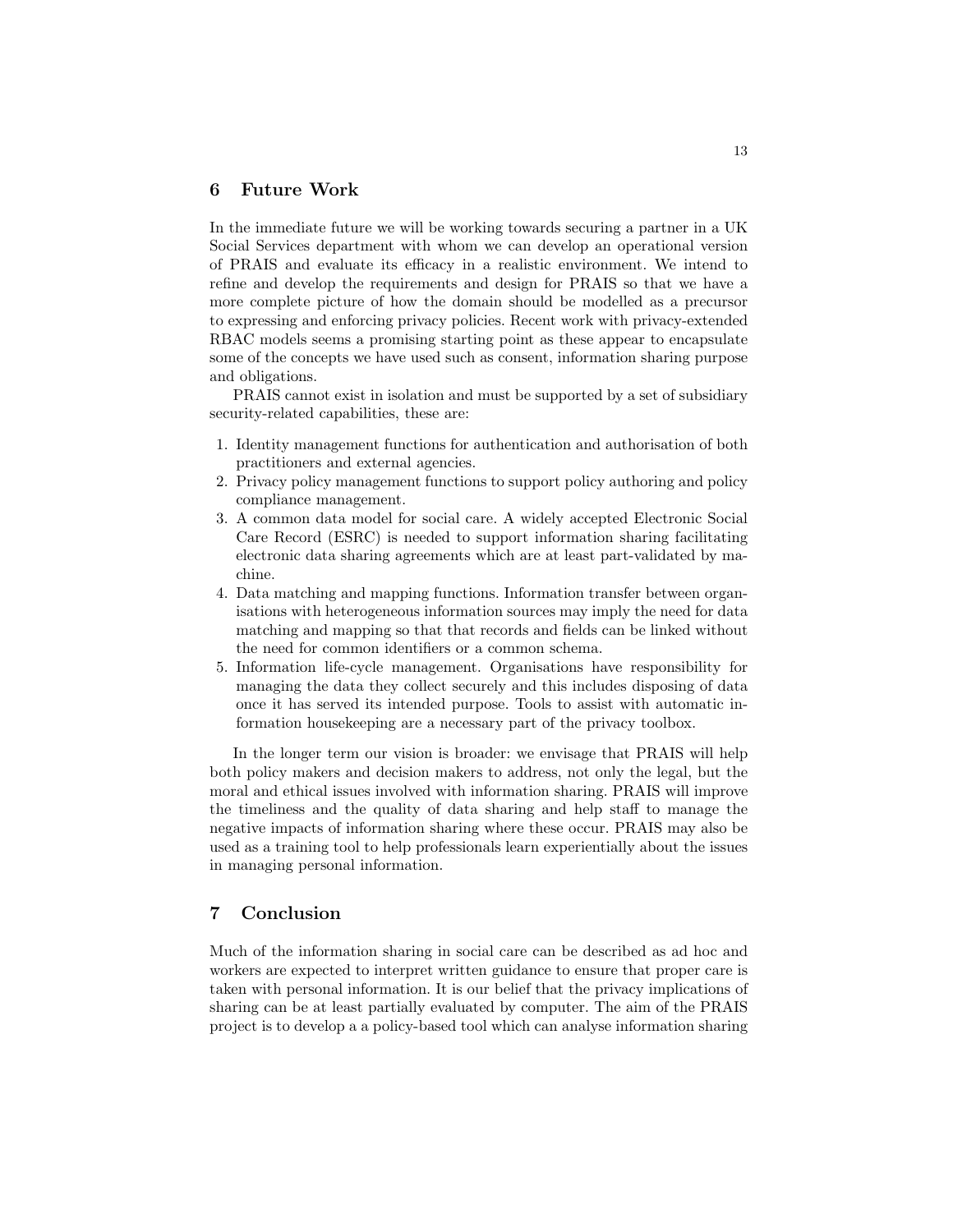## 6 Future Work

In the immediate future we will be working towards securing a partner in a UK Social Services department with whom we can develop an operational version of PRAIS and evaluate its efficacy in a realistic environment. We intend to refine and develop the requirements and design for PRAIS so that we have a more complete picture of how the domain should be modelled as a precursor to expressing and enforcing privacy policies. Recent work with privacy-extended RBAC models seems a promising starting point as these appear to encapsulate some of the concepts we have used such as consent, information sharing purpose and obligations.

PRAIS cannot exist in isolation and must be supported by a set of subsidiary security-related capabilities, these are:

1. Identity management functions for authentication and authorisation of both practitioners and external agencies.
2. Privacy policy management functions to support policy authoring and policy compliance management.
3. A common data model for social care. A widely accepted Electronic Social Care Record (ESRC) is needed to support information sharing facilitating electronic data sharing agreements which are at least part-validated by machine.
4. Data matching and mapping functions. Information transfer between organisations with heterogeneous information sources may imply the need for data matching and mapping so that that records and fields can be linked without the need for common identifiers or a common schema.
5. Information life-cycle management. Organisations have responsibility for managing the data they collect securely and this includes disposing of data once it has served its intended purpose. Tools to assist with automatic information housekeeping are a necessary part of the privacy toolbox.

In the longer term our vision is broader: we envisage that PRAIS will help both policy makers and decision makers to address, not only the legal, but the moral and ethical issues involved with information sharing. PRAIS will improve the timeliness and the quality of data sharing and help staff to manage the negative impacts of information sharing where these occur. PRAIS may also be used as a training tool to help professionals learn experientially about the issues in managing personal information.

## 7 Conclusion

Much of the information sharing in social care can be described as ad hoc and workers are expected to interpret written guidance to ensure that proper care is taken with personal information. It is our belief that the privacy implications of sharing can be at least partially evaluated by computer. The aim of the PRAIS project is to develop a a policy-based tool which can analyse information sharing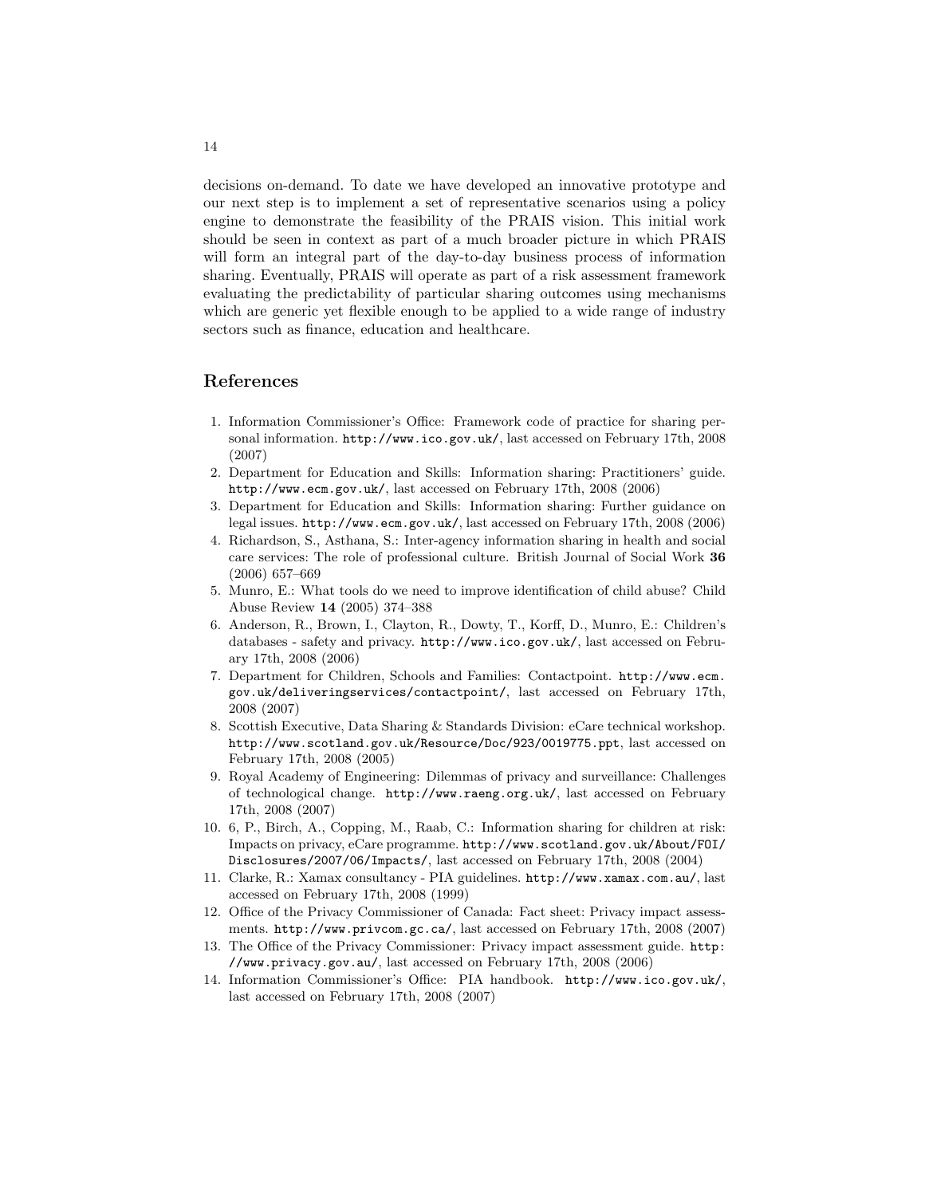decisions on-demand. To date we have developed an innovative prototype and our next step is to implement a set of representative scenarios using a policy engine to demonstrate the feasibility of the PRAIS vision. This initial work should be seen in context as part of a much broader picture in which PRAIS will form an integral part of the day-to-day business process of information sharing. Eventually, PRAIS will operate as part of a risk assessment framework evaluating the predictability of particular sharing outcomes using mechanisms which are generic yet flexible enough to be applied to a wide range of industry sectors such as finance, education and healthcare.

## References

1. Information Commissioner's Office: Framework code of practice for sharing personal information. http://www.ico.gov.uk/, last accessed on February 17th, 2008 (2007)
2. Department for Education and Skills: Information sharing: Practitioners' guide. http://www.ecm.gov.uk/, last accessed on February 17th, 2008 (2006)
3. Department for Education and Skills: Information sharing: Further guidance on legal issues. http://www.ecm.gov.uk/, last accessed on February 17th, 2008 (2006)
4. Richardson, S., Asthana, S.: Inter-agency information sharing in health and social care services: The role of professional culture. British Journal of Social Work **36** (2006) 657–669
5. Munro, E.: What tools do we need to improve identification of child abuse? Child Abuse Review **14** (2005) 374–388
6. Anderson, R., Brown, I., Clayton, R., Dowty, T., Korff, D., Munro, E.: Children's databases - safety and privacy. http://www.ico.gov.uk/, last accessed on February 17th, 2008 (2006)
7. Department for Children, Schools and Families: Contactpoint. http://www.ecm.gov.uk/deliveringservices/contactpoint/, last accessed on February 17th, 2008 (2007)
8. Scottish Executive, Data Sharing & Standards Division: eCare technical workshop. http://www.scotland.gov.uk/Resource/Doc/923/0019775.ppt, last accessed on February 17th, 2008 (2005)
9. Royal Academy of Engineering: Dilemmas of privacy and surveillance: Challenges of technological change. http://www.raeng.org.uk/, last accessed on February 17th, 2008 (2007)
10. 6, P., Birch, A., Copping, M., Raab, C.: Information sharing for children at risk: Impacts on privacy, eCare programme. http://www.scotland.gov.uk/About/FOI/Disclosures/2007/06/Impacts/, last accessed on February 17th, 2008 (2004)
11. Clarke, R.: Xamax consultancy - PIA guidelines. http://www.xamax.com.au/, last accessed on February 17th, 2008 (1999)
12. Office of the Privacy Commissioner of Canada: Fact sheet: Privacy impact assessments. http://www.privcom.gc.ca/, last accessed on February 17th, 2008 (2007)
13. The Office of the Privacy Commissioner: Privacy impact assessment guide. http://www.privacy.gov.au/, last accessed on February 17th, 2008 (2006)
14. Information Commissioner's Office: PIA handbook. http://www.ico.gov.uk/, last accessed on February 17th, 2008 (2007)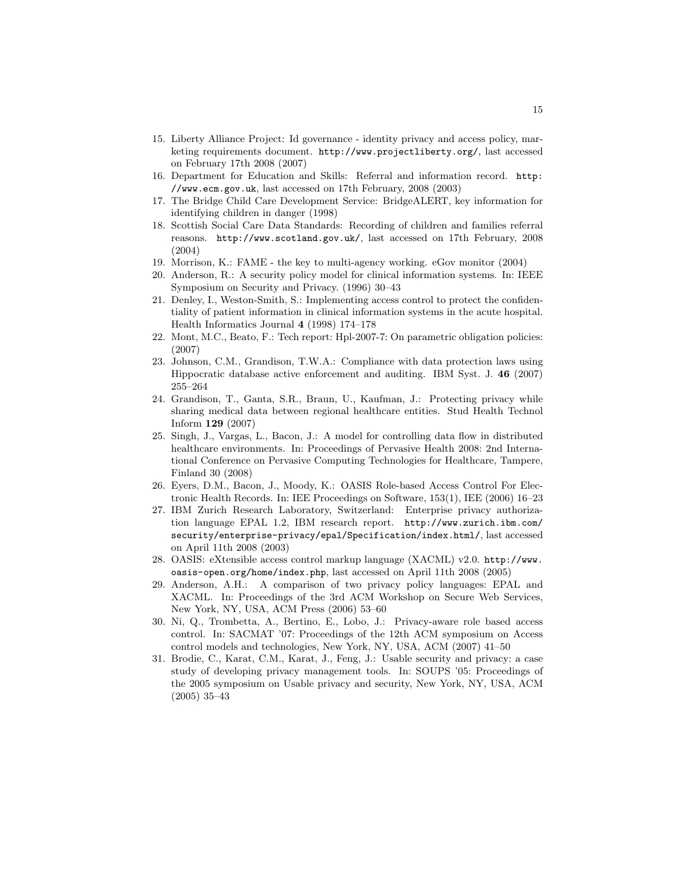15. Liberty Alliance Project: Id governance - identity privacy and access policy, marketing requirements document. http://www.projectliberty.org/, last accessed on February 17th 2008 (2007)
16. Department for Education and Skills: Referral and information record. http://www.ecm.gov.uk, last accessed on 17th February, 2008 (2003)
17. The Bridge Child Care Development Service: BridgeALERT, key information for identifying children in danger (1998)
18. Scottish Social Care Data Standards: Recording of children and families referral reasons. http://www.scotland.gov.uk/, last accessed on 17th February, 2008 (2004)
19. Morrison, K.: FAME - the key to multi-agency working. eGov monitor (2004)
20. Anderson, R.: A security policy model for clinical information systems. In: IEEE Symposium on Security and Privacy. (1996) 30–43
21. Denley, I., Weston-Smith, S.: Implementing access control to protect the confidentiality of patient information in clinical information systems in the acute hospital. Health Informatics Journal **4** (1998) 174–178
22. Mont, M.C., Beato, F.: Tech report: Hpl-2007-7: On parametric obligation policies: (2007)
23. Johnson, C.M., Grandison, T.W.A.: Compliance with data protection laws using Hippocratic database active enforcement and auditing. IBM Syst. J. **46** (2007) 255–264
24. Grandison, T., Ganta, S.R., Braun, U., Kaufman, J.: Protecting privacy while sharing medical data between regional healthcare entities. Stud Health Technol Inform **129** (2007)
25. Singh, J., Vargas, L., Bacon, J.: A model for controlling data flow in distributed healthcare environments. In: Proceedings of Pervasive Health 2008: 2nd International Conference on Pervasive Computing Technologies for Healthcare, Tampere, Finland 30 (2008)
26. Eyers, D.M., Bacon, J., Moody, K.: OASIS Role-based Access Control For Electronic Health Records. In: IEE Proceedings on Software, 153(1), IEE (2006) 16–23
27. IBM Zurich Research Laboratory, Switzerland: Enterprise privacy authorization language EPAL 1.2, IBM research report. http://www.zurich.ibm.com/security/enterprise-privacy/epal/Specification/index.html/, last accessed on April 11th 2008 (2003)
28. OASIS: eXtensible access control markup language (XACML) v2.0. http://www.oasis-open.org/home/index.php, last accessed on April 11th 2008 (2005)
29. Anderson, A.H.: A comparison of two privacy policy languages: EPAL and XACML. In: Proceedings of the 3rd ACM Workshop on Secure Web Services, New York, NY, USA, ACM Press (2006) 53–60
30. Ni, Q., Trombetta, A., Bertino, E., Lobo, J.: Privacy-aware role based access control. In: SACMAT '07: Proceedings of the 12th ACM symposium on Access control models and technologies, New York, NY, USA, ACM (2007) 41–50
31. Brodie, C., Karat, C.M., Karat, J., Feng, J.: Usable security and privacy: a case study of developing privacy management tools. In: SOUPS '05: Proceedings of the 2005 symposium on Usable privacy and security, New York, NY, USA, ACM (2005) 35–43